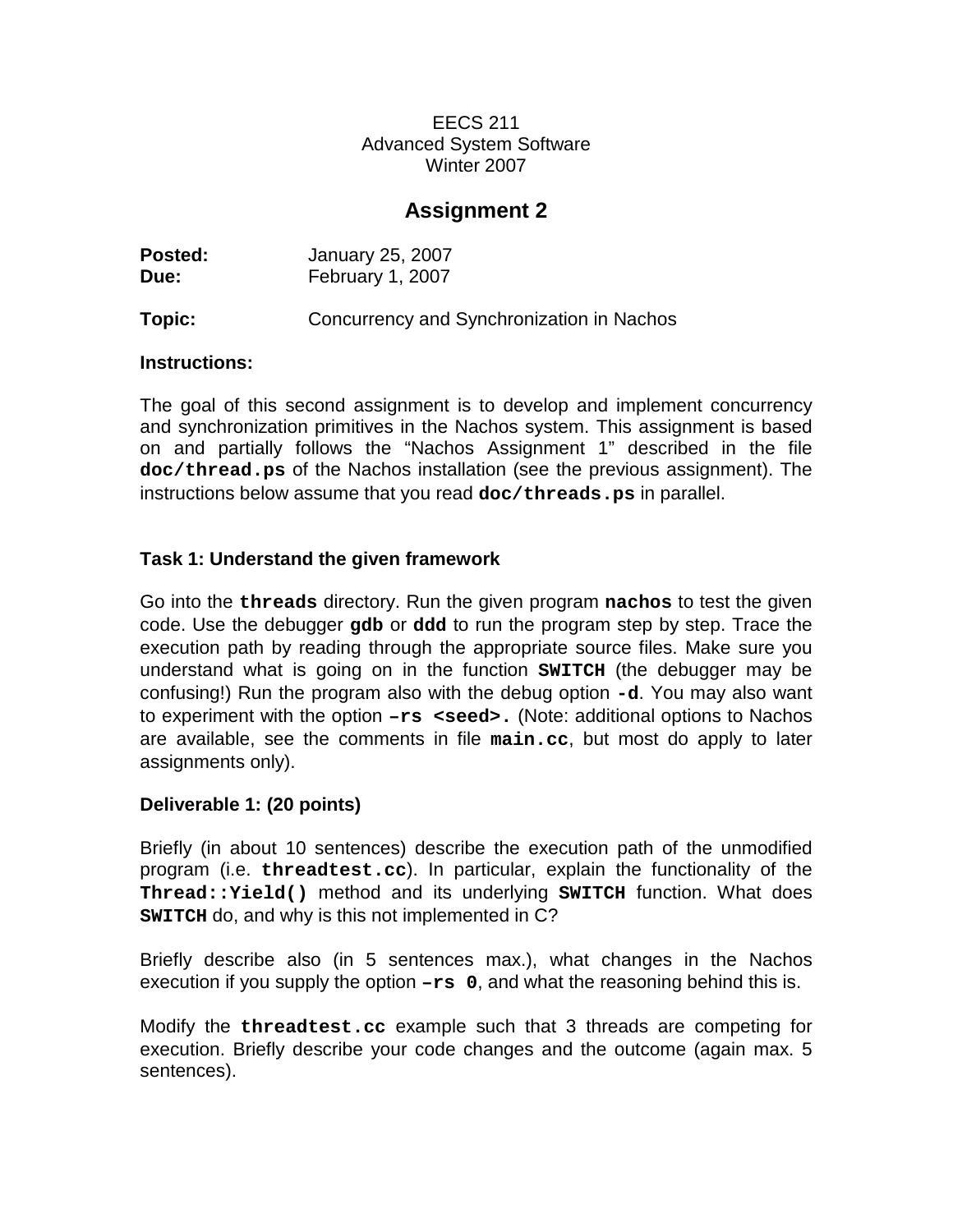EECS 211
Advanced System Software
Winter 2007

# Assignment 2

**Posted:** January 25, 2007
**Due:** February 1, 2007

**Topic:** Concurrency and Synchronization in Nachos

**Instructions:**

The goal of this second assignment is to develop and implement concurrency and synchronization primitives in the Nachos system. This assignment is based on and partially follows the "Nachos Assignment 1" described in the file **`doc/thread.ps`** of the Nachos installation (see the previous assignment). The instructions below assume that you read **`doc/threads.ps`** in parallel.

### Task 1: Understand the given framework

Go into the **`threads`** directory. Run the given program **`nachos`** to test the given code. Use the debugger **`gdb`** or **`ddd`** to run the program step by step. Trace the execution path by reading through the appropriate source files. Make sure you understand what is going on in the function **`SWITCH`** (the debugger may be confusing!) Run the program also with the debug option **`-d`**. You may also want to experiment with the option **`–rs <seed>.`** (Note: additional options to Nachos are available, see the comments in file **`main.cc`**, but most do apply to later assignments only).

### Deliverable 1: (20 points)

Briefly (in about 10 sentences) describe the execution path of the unmodified program (i.e. **`threadtest.cc`**). In particular, explain the functionality of the **`Thread::Yield()`** method and its underlying **`SWITCH`** function. What does **`SWITCH`** do, and why is this not implemented in C?

Briefly describe also (in 5 sentences max.), what changes in the Nachos execution if you supply the option **`–rs 0`**, and what the reasoning behind this is.

Modify the **`threadtest.cc`** example such that 3 threads are competing for execution. Briefly describe your code changes and the outcome (again max. 5 sentences).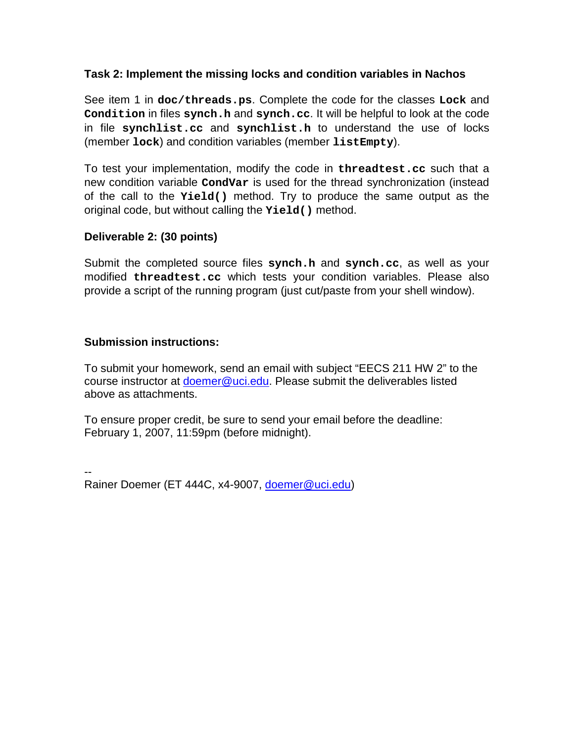**Task 2: Implement the missing locks and condition variables in Nachos**

See item 1 in `doc/threads.ps`. Complete the code for the classes `Lock` and `Condition` in files `synch.h` and `synch.cc`. It will be helpful to look at the code in file `synchlist.cc` and `synchlist.h` to understand the use of locks (member `lock`) and condition variables (member `listEmpty`).

To test your implementation, modify the code in `threadtest.cc` such that a new condition variable `CondVar` is used for the thread synchronization (instead of the call to the `Yield()` method. Try to produce the same output as the original code, but without calling the `Yield()` method.

**Deliverable 2: (30 points)**

Submit the completed source files `synch.h` and `synch.cc`, as well as your modified `threadtest.cc` which tests your condition variables. Please also provide a script of the running program (just cut/paste from your shell window).

**Submission instructions:**

To submit your homework, send an email with subject "EECS 211 HW 2" to the course instructor at doemer@uci.edu. Please submit the deliverables listed above as attachments.

To ensure proper credit, be sure to send your email before the deadline: February 1, 2007, 11:59pm (before midnight).

--
Rainer Doemer (ET 444C, x4-9007, doemer@uci.edu)